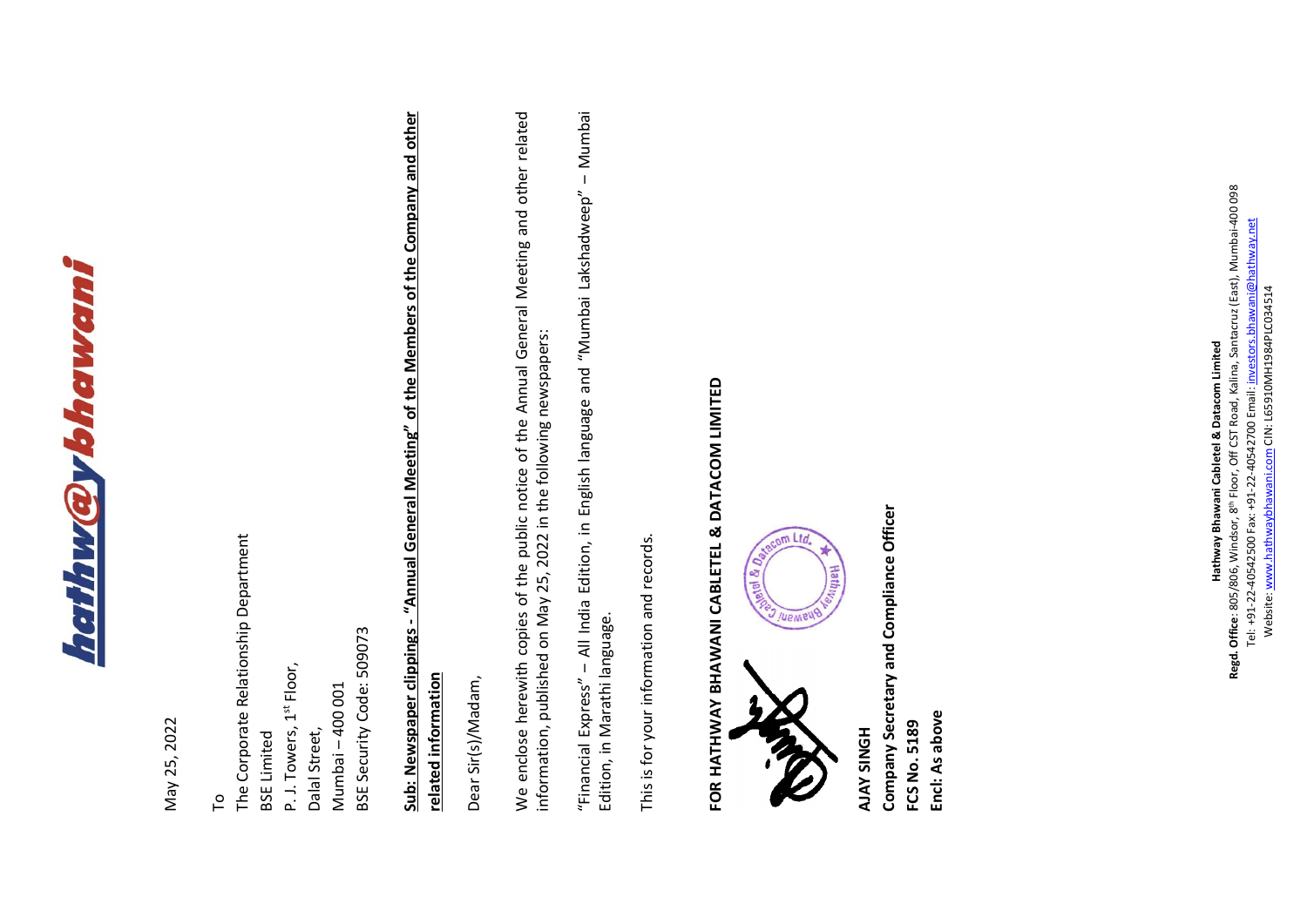May 25, 2022

To
The Corporate Relationship Department
BSE Limited
P. J. Towers, 1st Floor,
Dalal Street,
Mumbai – 400 001
BSE Security Code: 509073

**Sub: Newspaper clippings - "Annual General Meeting" of the Members of the Company and other related information**

Dear Sir(s)/Madam,

We enclose herewith copies of the public notice of the Annual General Meeting and other related information, published on May 25, 2022 in the following newspapers:

"Financial Express" – All India Edition, in English language and "Mumbai Lakshadweep" – Mumbai Edition, in Marathi language.

This is for your information and records.

**FOR HATHWAY BHAWANI CABLETEL & DATACOM LIMITED**

**AJAY SINGH**
**Company Secretary and Compliance Officer**
**FCS No. 5189**
**Encl: As above**

**Hathway Bhawani Cabletel & Datacom Limited**
**Regd. Office**: 805/806, Windsor, 8th Floor, Off CST Road, Kalina, Santacruz (East), Mumbai-400 098
Tel: +91-22-40542500 Fax: +91-22-40542700 Email: investors.bhawani@hathway.net
Website: www.hathwaybhawani.com CIN: L65910MH1984PLC034514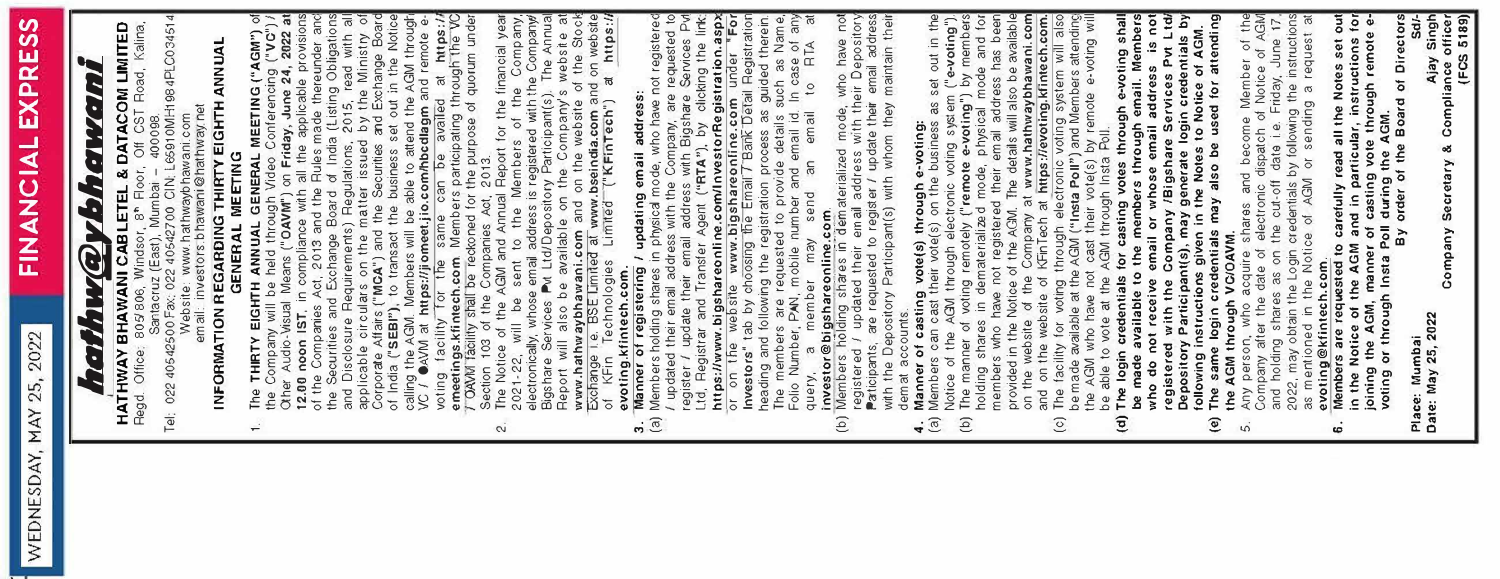# hathway bhawani

**HATHWAY BHAWANI CABLETEL & DATACOM LIMITED**

Regd. Office: 805/806, Windsor, 8th Floor, Off CST Road, Kalina, Santacruz (East), Mumbai – 400098.

Tel: 022 40542500 Fax: 022 40542700 CIN: L65910MH1984PLC034514

Website: www.hathwaybhawani.com

email: investors.bhawani@hathway.net

## INFORMATION REGARDING THIRTY EIGHTH ANNUAL GENERAL MEETING

1. The **THIRTY EIGHTH ANNUAL GENERAL MEETING ("AGM")** of the Company will be held through Video Conferencing ("**VC**") / Other Audio-Visual Means ("**OAVM**") on **Friday, June 24, 2022 at 12.00 noon IST**, in compliance with all the applicable provisions of the Companies Act, 2013 and the Rules made thereunder and the Securities and Exchange Board of India (Listing Obligations and Disclosure Requirements) Regulations, 2015, read with all applicable circulars on the matter issued by the Ministry of Corporate Affairs ("**MCA**") and the Securities and Exchange Board of India ("**SEBI**"), to transact the business set out in the Notice calling the AGM. Members will be able to attend the AGM through VC / OAVM at **https://emeetings.kfintech.com** / **https://jiomeet.jio.com/hbcdlagm** and remote e-voting facility for the same can be availed at **https://evoting.kfintech.com**. Members participating through the VC / OAVM facility shall be reckoned for the purpose of quorum under Section 103 of the Companies Act, 2013.

2. The Notice of the AGM and Annual Report for the financial year 2021-22, will be sent to the Members of the Company, electronically, whose email address is registered with the Company/ Bigshare Services Pvt Ltd/Depository Participant(s). The Annual Report will also be available on the Company's website at **www.hathwaybhawani.com** and on the website of the Stock Exchange i.e. BSE Limited at **www.bseindia.com** and on website of KFin Technologies Limited ("**KFinTech**") at **https://evoting.kfintech.com**.

3. **Manner of registering / updating email address:**

(a) Members holding shares in physical mode, who have not registered / updated their email address with the Company, are requested to register / update their email address with Bigshare Services Pvt Ltd, Registrar and Transfer Agent ("**RTA**"), by clicking the link: **https://www.bigshareonline.com/InvestorRegistration.aspx** or on the website **www.bigshareonline.com** under "**For Investors**" tab by choosing the Email / Bank Detail Registration heading and following the registration process as guided therein. The members are requested to provide details such as Name, Folio Number, PAN, mobile number and email id. In case of any query, a member may send an email to RTA at **investor@bigshareonline.com**.

(b) Members holding shares in dematerialized mode, who have not registered / updated their email address with their Depository Participants, are requested to register / update their email address with the Depository Participant(s) with whom they maintain their demat accounts.

4. **Manner of casting vote(s) through e-voting:**

(a) Members can cast their vote(s) on the business as set out in the Notice of the AGM through electronic voting system ("**e-voting**").

(b) The manner of voting remotely ("**remote e-voting**") by members holding shares in dematerialized mode, physical mode and for members who have not registered their email address has been provided in the Notice of the AGM. The details will also be available on the website of the Company at **www.hathwaybhawani.com** and on the website of KFinTech at **https://evoting.kfintech.com**.

(c) The facility for voting through electronic voting system will also be made available at the AGM ("**Insta Poll**") and Members attending the AGM who have not cast their vote(s) by remote e-voting will be able to vote at the AGM through Insta Poll.

**(d) The login credentials for casting votes through e-voting shall be made available to the members through email. Members who do not receive email or whose email address is not registered with the Company /Bigshare Services Pvt Ltd/ Depository Participant(s), may generate login credentials by following instructions given in the Notes to Notice of AGM.**

**(e) The same login credentials may also be used for attending the AGM through VC/OAVM.**

5. Any person, who acquire shares and become Member of the Company after the date of electronic dispatch of Notice of AGM and holding shares as on the cut-off date i.e. Friday, June 17, 2022, may obtain the Login credentials by following the instructions as mentioned in the Notice of AGM or sending a request at **evoting@kfintech.com**.

6. **Members are requested to carefully read all the Notes set out in the Notice of the AGM and in particular, instructions for joining the AGM, manner of casting vote through remote e-voting or through Insta Poll during the AGM.**

**By order of the Board of Directors**

Sd/-

**Ajay Singh**

**Company Secretary & Compliance officer**

**(FCS 5189)**

**Place: Mumbai**

**Date: May 25, 2022**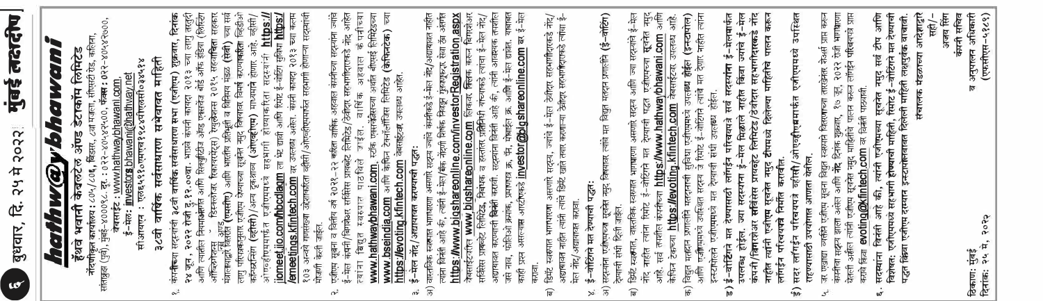# hathway bhawani

**हॅथवे भवानी केबलटेल अँड डेटाकॉम लिमिटेड**

नोंदणीकृत कार्यालय: ८०५/८०६, विंडसर, ८वा मजला, सीएसटी रोड, कलिना, सांताक्रुझ (पूर्व), मुंबई-४०००९८. दूर.: ०२२-४०५४२५००, फॅक्स: ०२२-४०५४२७००, वेबसाईट: www.hathwaybhawani.com,

ई-मेल: investors.bhawani@hathway.net

सीआयएन: एल६५९१०एमएच१९८४पीएलसी०३४५१४

## ३८वी वार्षिक सर्वसाधारण सभेबाबत माहिती

१. कंपनीच्या सदस्यांची ३८वी वार्षिक सर्वसाधारण सभा (एजीएम) शुक्रवार, दिनांक २४ जून, २०२२ रोजी दु.१२.००वा. भारतीय कंपनी कायदा २०१३ च्या लागू तरतुदी आणि त्याअंतर्गत नियमासह आणि सिक्युरिटीज अँड एक्सचेंज बोर्ड ऑफ इंडिया (लिस्टिंग ऑब्लिगेशन्स अँड डिस्क्लोजर रिक्वायरमेंट्स) रेग्युलेशन्स २०१५ सहवाचिता सहकार मंत्रालयाद्वारे वितरित (एमसीए) आणि भारतीय प्रतिभूती व विनिमय मंडळ (सेबी) च्या सर्व लागू परिपत्रकानुसार एजीएम घेण्याच्या सूचनेत नमुद विषयावर विमर्ष करण्याकरिता व्हिडीओ कॉन्फरन्सिंग (व्हीसी)/अन्य दृकश्राव्य (ओएव्हीएम) माध्यमाने होणार आहे. व्हीसी/ओएव्हीएममार्फत एजीएममध्ये सहभागी होण्याकरिता सदस्यांनी https://jiomeet.jio.com/hbcdlagm वर उपलब्ध असेल. कंपनी कायदा २०१३ च्या कलम १०३ अन्वये गणसंख्या उद्देशाकरिता व्हीसी/ओएव्हीएममार्फत सहभागी होणाऱ्या सदस्यांची मोजणी केली जाईल.

२. एजीएम सूचना व वित्तीय वर्ष २०२१-२२ करिता वार्षिक अहवाल कंपनीच्या सदस्यांना ज्यांचे ई-मेल कंपनी/निबंधक व भागहस्तांतरण प्रतिनिधी ठेवीदार सहभागीदाराकडे नोंद आहेत त्यांना विद्युत स्वरुपात पाठविले जाईल. वार्षिक अहवाल कंपनीच्या www.hathwaybhawani.com, स्टॉक एक्सचेंजेसच्या अर्थात बीएसई लिमिटेडच्या www.bseindia.com आणि केफिन टेक्नॉलॉजिस लिमिटेड (केफिनटेक) च्या https://evoting.kfintech.com वेबसाईटवर उपलब्ध आहेत.

३. **ई-मेल नोंद/अद्यावत करण्याची पद्धत:**

अ) वास्तविक स्वरुपात भागधारणा असणारे सदस्य ज्यांनी कंपनीकडे ई-मेल नोंद/अद्यावत केलेले नाही त्यांना विनंती आहे की, त्यांनी ई-मेल/बँक तपशील लिंक, लिंकवर मुक्तपणे क्लिक करून https://www.bigshareonline.com/InvestorRegistration.aspx वेबसाईटवरील www.bigshareonline.com लिंकवर क्लिक करून बिगशेअर सर्विसेस प्रायव्हेट लिमिटेड, निबंधक व हस्तांतर प्रतिनिधी यांच्याकडे त्यांचा ई-मेल नोंद/अद्यावत करण्याची विनंती करावी. सदस्यांना विनंती आहे की, त्यांनी आवश्यक तपशील जसे नाव, फोलिओ क्रमांक, प्रमाणपत्र क्र. पॅन, मोबाईल क्र. आणि ई-मेल द्यावेत. याबाबत काही प्रश्न असल्यास आरटीएकडे investor@bigshareonline.com वर ई-मेल करावा.

ब) डिमॅट स्वरुपात भागधारणा असणारे सदस्य, ज्यांचे ई-मेल ठेवीदार सहभागीदाराकडे नोंद/अद्यावत नाहीत त्यांनी त्यांचे डिमॅट खाते ज्या कार्यालयात ठेवीदार सहभागीदाराकडे त्यांचे ई-मेल नोंद/अद्यावत करावा.

४. **ई-वोटिंगने मत देण्याची पद्धत:**

अ) सदस्यांना एजीएमच्या सूचनेत नमुद विषयावर त्यांचे मत विद्युत मतदान प्रणाली (ई-वोटिंग) देण्याची संधी दिली जाईल.

ब) डिमॅट स्वरुपात, वास्तविक स्वरुपात भागधारणा असणारे सदस्य आणि ज्या सदस्यांचे ई-मेल नोंद नाहीत त्यांना रिमोट ई-वोटिंग मार्फत त्यांचे मत देण्याची पद्धत एजीएमच्या सूचनेत नमुद आहे. सर्व तपशील कंपनीच्या https://www.hathwaybhawani.com आणि केफिन टेकच्या https://evoting.kfintech.com वेबसाईटवर उपलब्ध आहे.

क) विद्युत मतदान प्रणाली मतदानाची सुविधा एजीएमच्या उपलब्ध होईल (इन्स्टापोल) आणि एजीएममध्ये उपस्थित सदस्य व रिमोट ई-वोटिंगने त्यांचे मत देऊ शकले नाहीत त्यांना इन्स्टापोलने एजीएममध्ये मत देण्याची संधी उपलब्ध होईल.

ड) **ई-वोटिंगने मत** देण्याकरिता लॉगईन परिचयपत्रे सर्व **सदस्यांना ई-मेलमार्फत** उपलब्ध होईल. ज्या सदस्यांना ई-मेल मिळाले नाहीत किंवा ज्यांचे ई-मेल कंपनी/निबंधक सर्विसेस प्रायव्हेट लिमिटेड/ठेवीदार सहभागीदाराकडे नोंद नाहीत त्यांनी एजीएम सूचनेत नमुद टीपमध्ये दिलेल्या माहितीचे पालन करून लॉगईन परिचयपत्रे निर्माण करावेत.

इ) सदर लॉगईन परिचयपत्रे व्हीसी/ओएव्हीएममार्फत एजीएममध्ये उपस्थित राहण्यासाठी उपयोगात आणता येईल.

५. जर एखाद्या व्यक्तीने एजीएम सूचना विद्युत स्वरुपात वितरणाच्या तारखेस शेअर्स प्राप्त करून कंपनीचा सदस्य झाला असेल आणि नोंद दिनांक शुक्रवार, १७ जून, २०२२ रोजी भागधारणा घेतली असेल त्यांनी एजीएम सूचनेत नमुद माहितीचे पालन करून लॉगईन परिचयपत्रे प्राप्त करावे किंवा evoting@kfintech.com वर विनंती पाठवावी.

६. सदस्यांना विनंती आहे की, त्यांनी एजीएमच्या सूचनेत नमुद सर्व टीप आणि विशेषत: एजीएममध्ये सहभागी होण्याची माहिती, रिमोट ई-वोटिंग मत देण्याची पद्धत किंवा एजीएम दरम्यान इन्स्टापोलबाबत दिलेली माहिती लक्षपूर्वक वाचावी.

संचालक मंडळाच्या आदेशान्वये

सही/-

अजय सिंग

कंपनी सचिव

व अनुपालन अधिकारी

(एफसीएस-५१८९)

ठिकाण: मुंबई

दिनांक: २० मे, २०२२